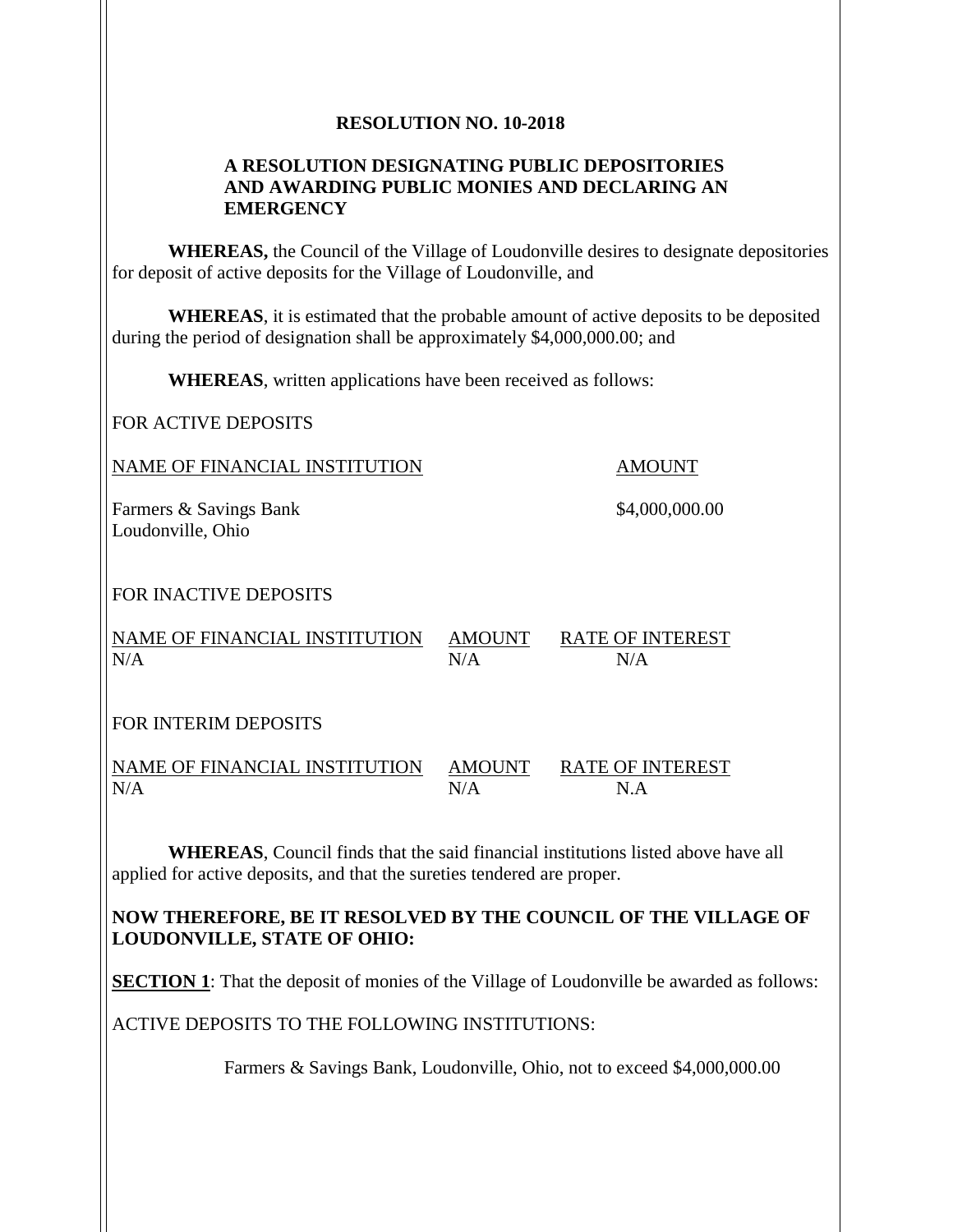# RESOLUTION NO. 10-2018

## A RESOLUTION DESIGNATING PUBLIC DEPOSITORIES AND AWARDING PUBLIC MONIES AND DECLARING AN EMERGENCY

**WHEREAS,** the Council of the Village of Loudonville desires to designate depositories for deposit of active deposits for the Village of Loudonville, and

**WHEREAS**, it is estimated that the probable amount of active deposits to be deposited during the period of designation shall be approximately $4,000,000.00; and

**WHEREAS**, written applications have been received as follows:

FOR ACTIVE DEPOSITS

| NAME OF FINANCIAL INSTITUTION | AMOUNT |
|---|---|
| Farmers & Savings Bank<br>Loudonville, Ohio | $4,000,000.00 |

FOR INACTIVE DEPOSITS

| NAME OF FINANCIAL INSTITUTION | AMOUNT | RATE OF INTEREST |
|---|---|---|
| N/A | N/A | N/A |

FOR INTERIM DEPOSITS

| NAME OF FINANCIAL INSTITUTION | AMOUNT | RATE OF INTEREST |
|---|---|---|
| N/A | N/A | N.A |

**WHEREAS**, Council finds that the said financial institutions listed above have all applied for active deposits, and that the sureties tendered are proper.

**NOW THEREFORE, BE IT RESOLVED BY THE COUNCIL OF THE VILLAGE OF LOUDONVILLE, STATE OF OHIO:**

**SECTION 1**: That the deposit of monies of the Village of Loudonville be awarded as follows:

ACTIVE DEPOSITS TO THE FOLLOWING INSTITUTIONS:

Farmers & Savings Bank, Loudonville, Ohio, not to exceed $4,000,000.00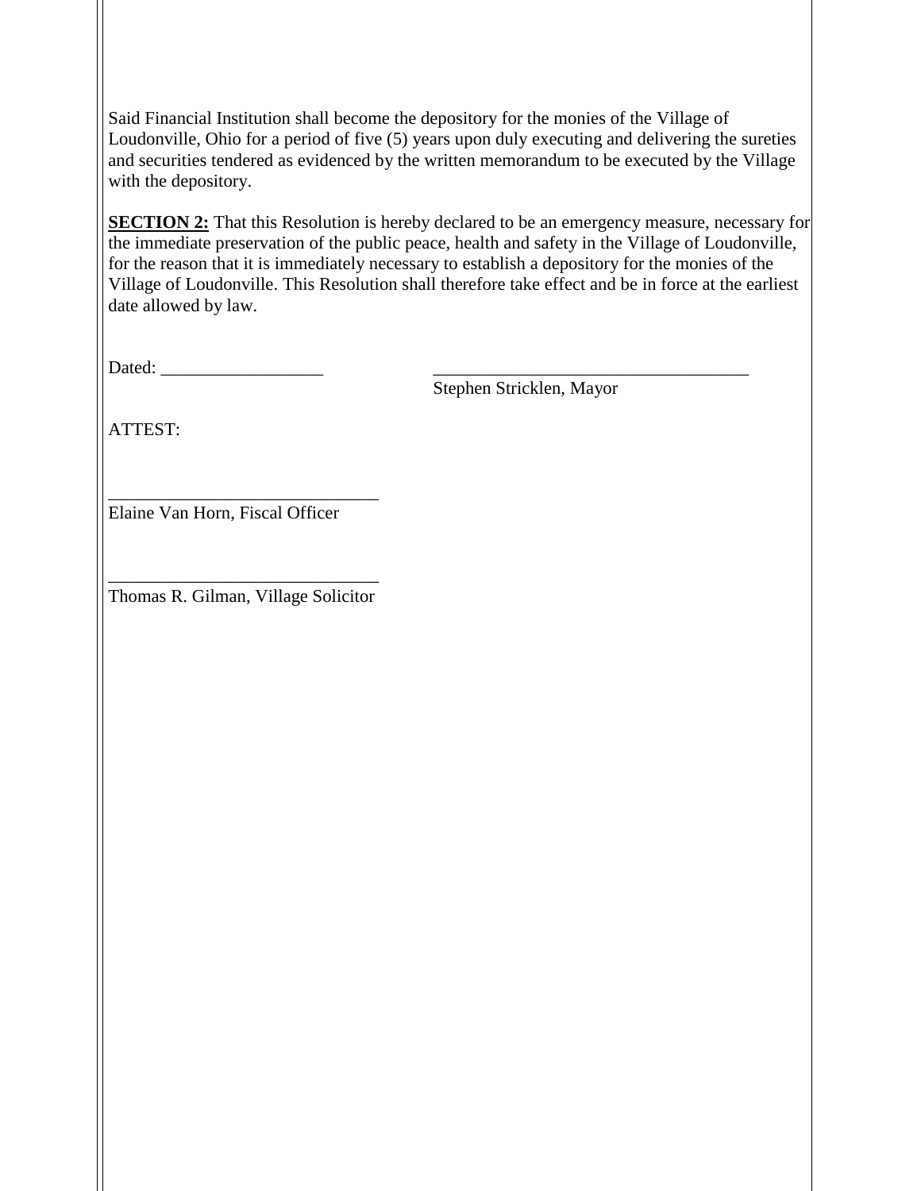Said Financial Institution shall become the depository for the monies of the Village of Loudonville, Ohio for a period of five (5) years upon duly executing and delivering the sureties and securities tendered as evidenced by the written memorandum to be executed by the Village with the depository.

**SECTION 2:** That this Resolution is hereby declared to be an emergency measure, necessary for the immediate preservation of the public peace, health and safety in the Village of Loudonville, for the reason that it is immediately necessary to establish a depository for the monies of the Village of Loudonville. This Resolution shall therefore take effect and be in force at the earliest date allowed by law.

Dated: __________________

___________________________________
Stephen Stricklen, Mayor

ATTEST:

______________________________
Elaine Van Horn, Fiscal Officer

______________________________
Thomas R. Gilman, Village Solicitor